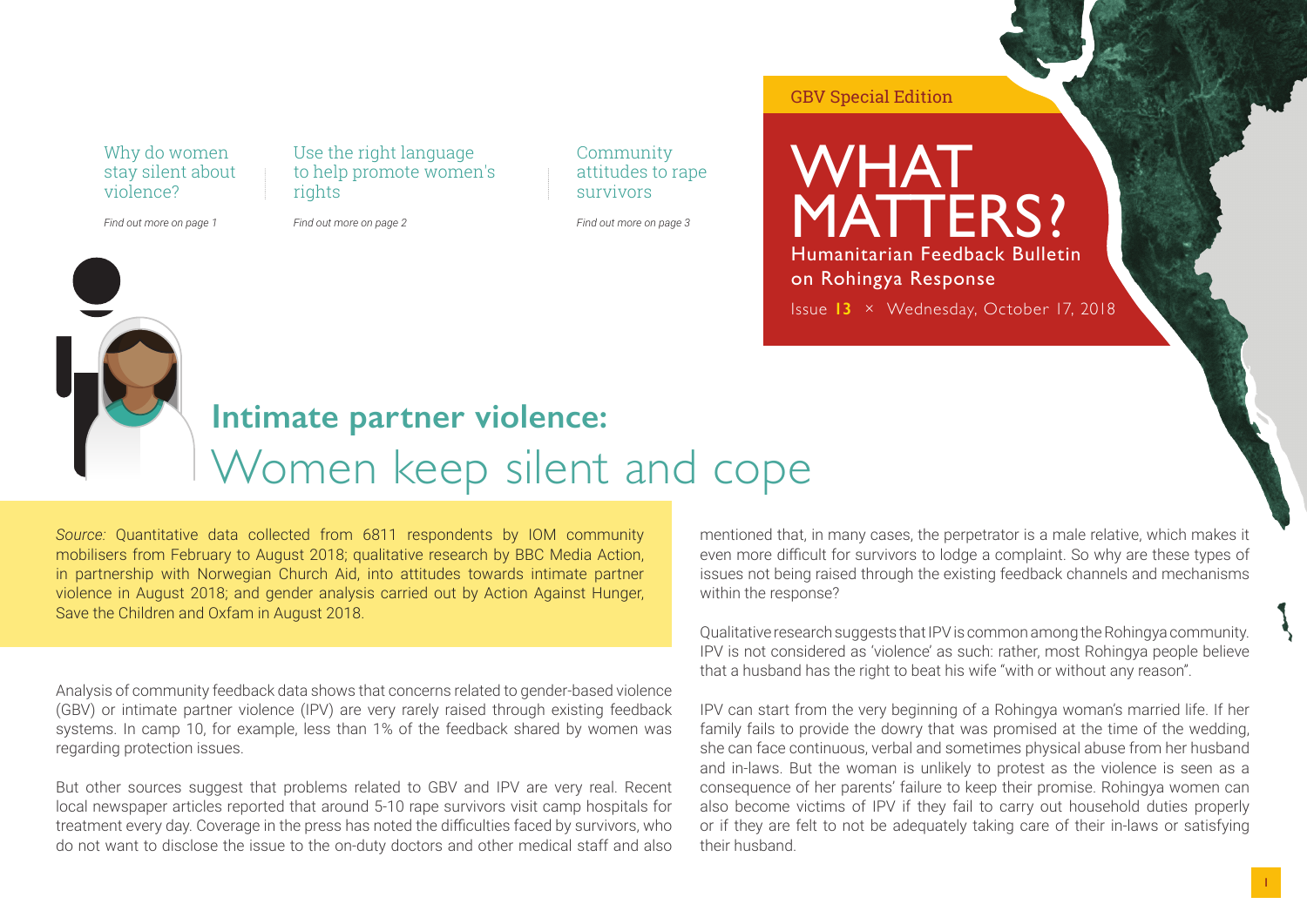GBV Special Edition

# WHAT MATTERS?

Humanitarian Feedback Bulletin on Rohingya Response

Issue **13** × Wednesday, October 17, 2018

Why do women stay silent about violence?

*Find out more on page 1*

Use the right language to help promote women's rights

*Find out more on page 2*

Community attitudes to rape survivors

*Find out more on page 3*

## **Intimate partner violence:** Women keep silent and cope

*Source:* Quantitative data collected from 6811 respondents by IOM community mobilisers from February to August 2018; qualitative research by BBC Media Action, in partnership with Norwegian Church Aid, into attitudes towards intimate partner violence in August 2018; and gender analysis carried out by Action Against Hunger, Save the Children and Oxfam in August 2018.

Analysis of community feedback data shows that concerns related to gender-based violence (GBV) or intimate partner violence (IPV) are very rarely raised through existing feedback systems. In camp 10, for example, less than 1% of the feedback shared by women was regarding protection issues.

But other sources suggest that problems related to GBV and IPV are very real. Recent local newspaper articles reported that around 5-10 rape survivors visit camp hospitals for treatment every day. Coverage in the press has noted the difficulties faced by survivors, who do not want to disclose the issue to the on-duty doctors and other medical staff and also mentioned that, in many cases, the perpetrator is a male relative, which makes it even more difficult for survivors to lodge a complaint. So why are these types of issues not being raised through the existing feedback channels and mechanisms within the response?

Qualitative research suggests that IPV is common among the Rohingya community. IPV is not considered as 'violence' as such: rather, most Rohingya people believe that a husband has the right to beat his wife "with or without any reason".

IPV can start from the very beginning of a Rohingya woman's married life. If her family fails to provide the dowry that was promised at the time of the wedding, she can face continuous, verbal and sometimes physical abuse from her husband and in-laws. But the woman is unlikely to protest as the violence is seen as a consequence of her parents' failure to keep their promise. Rohingya women can also become victims of IPV if they fail to carry out household duties properly or if they are felt to not be adequately taking care of their in-laws or satisfying their husband.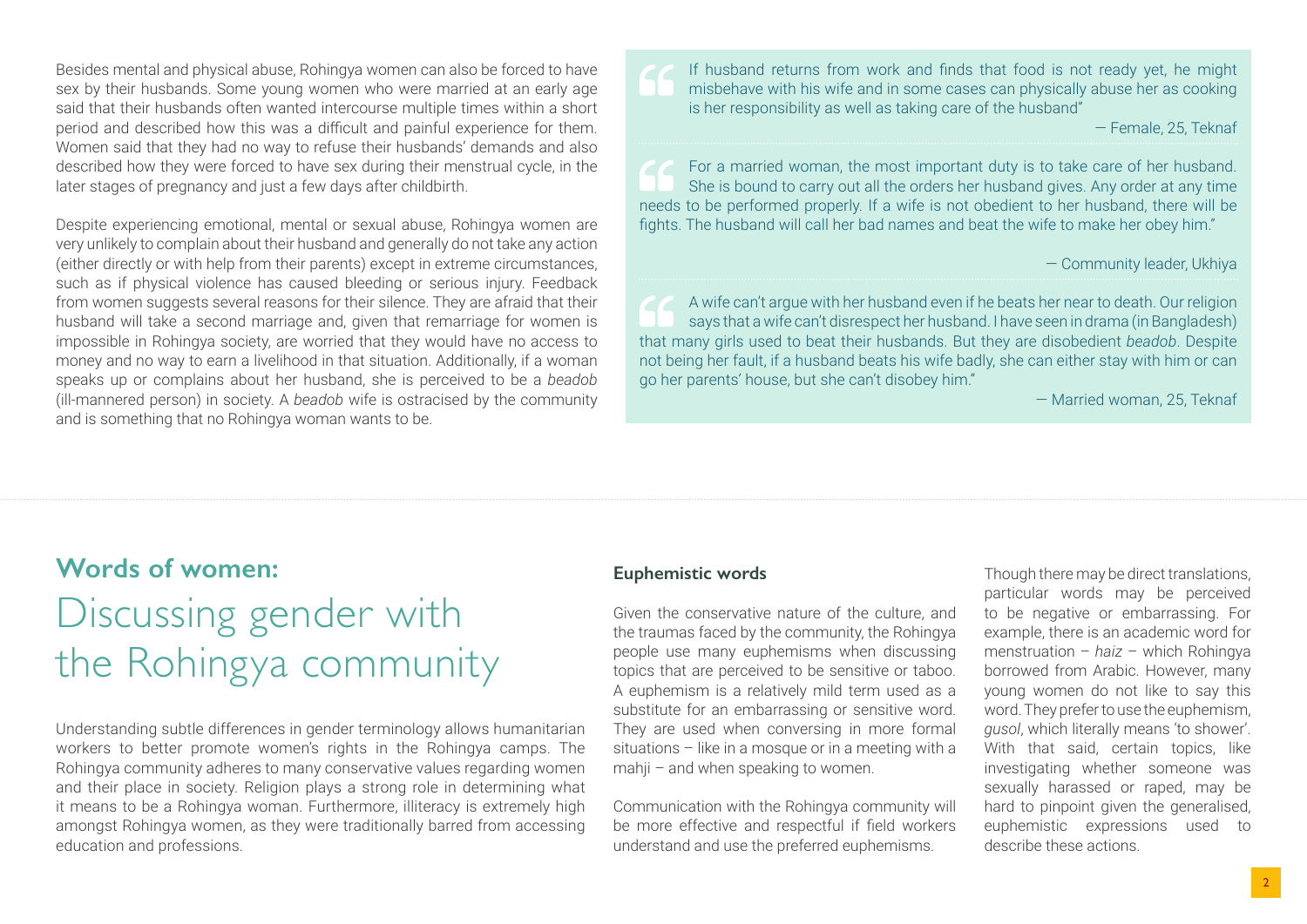Besides mental and physical abuse, Rohingya women can also be forced to have sex by their husbands. Some young women who were married at an early age said that their husbands often wanted intercourse multiple times within a short period and described how this was a difficult and painful experience for them. Women said that they had no way to refuse their husbands' demands and also described how they were forced to have sex during their menstrual cycle, in the later stages of pregnancy and just a few days after childbirth.

Despite experiencing emotional, mental or sexual abuse, Rohingya women are very unlikely to complain about their husband and generally do not take any action (either directly or with help from their parents) except in extreme circumstances, such as if physical violence has caused bleeding or serious injury. Feedback from women suggests several reasons for their silence. They are afraid that their husband will take a second marriage and, given that remarriage for women is impossible in Rohingya society, are worried that they would have no access to money and no way to earn a livelihood in that situation. Additionally, if a woman speaks up or complains about her husband, she is perceived to be a *beadob* (ill-mannered person) in society. A *beadob* wife is ostracised by the community and is something that no Rohingya woman wants to be.

> If husband returns from work and finds that food is not ready yet, he might misbehave with his wife and in some cases can physically abuse her as cooking is her responsibility as well as taking care of the husband"
>
> — Female, 25, Teknaf

> For a married woman, the most important duty is to take care of her husband. She is bound to carry out all the orders her husband gives. Any order at any time needs to be performed properly. If a wife is not obedient to her husband, there will be fights. The husband will call her bad names and beat the wife to make her obey him."
>
> — Community leader, Ukhiya

> A wife can't argue with her husband even if he beats her near to death. Our religion says that a wife can't disrespect her husband. I have seen in drama (in Bangladesh) that many girls used to beat their husbands. But they are disobedient *beadob*. Despite not being her fault, if a husband beats his wife badly, she can either stay with him or can go her parents' house, but she can't disobey him."
>
> — Married woman, 25, Teknaf

## Words of women:

# Discussing gender with the Rohingya community

Understanding subtle differences in gender terminology allows humanitarian workers to better promote women's rights in the Rohingya camps. The Rohingya community adheres to many conservative values regarding women and their place in society. Religion plays a strong role in determining what it means to be a Rohingya woman. Furthermore, illiteracy is extremely high amongst Rohingya women, as they were traditionally barred from accessing education and professions.

### Euphemistic words

Given the conservative nature of the culture, and the traumas faced by the community, the Rohingya people use many euphemisms when discussing topics that are perceived to be sensitive or taboo. A euphemism is a relatively mild term used as a substitute for an embarrassing or sensitive word. They are used when conversing in more formal situations – like in a mosque or in a meeting with a mahji – and when speaking to women.

Communication with the Rohingya community will be more effective and respectful if field workers understand and use the preferred euphemisms.

Though there may be direct translations, particular words may be perceived to be negative or embarrassing. For example, there is an academic word for menstruation – *haiz* – which Rohingya borrowed from Arabic. However, many young women do not like to say this word. They prefer to use the euphemism, *gusol*, which literally means 'to shower'. With that said, certain topics, like investigating whether someone was sexually harassed or raped, may be hard to pinpoint given the generalised, euphemistic expressions used to describe these actions.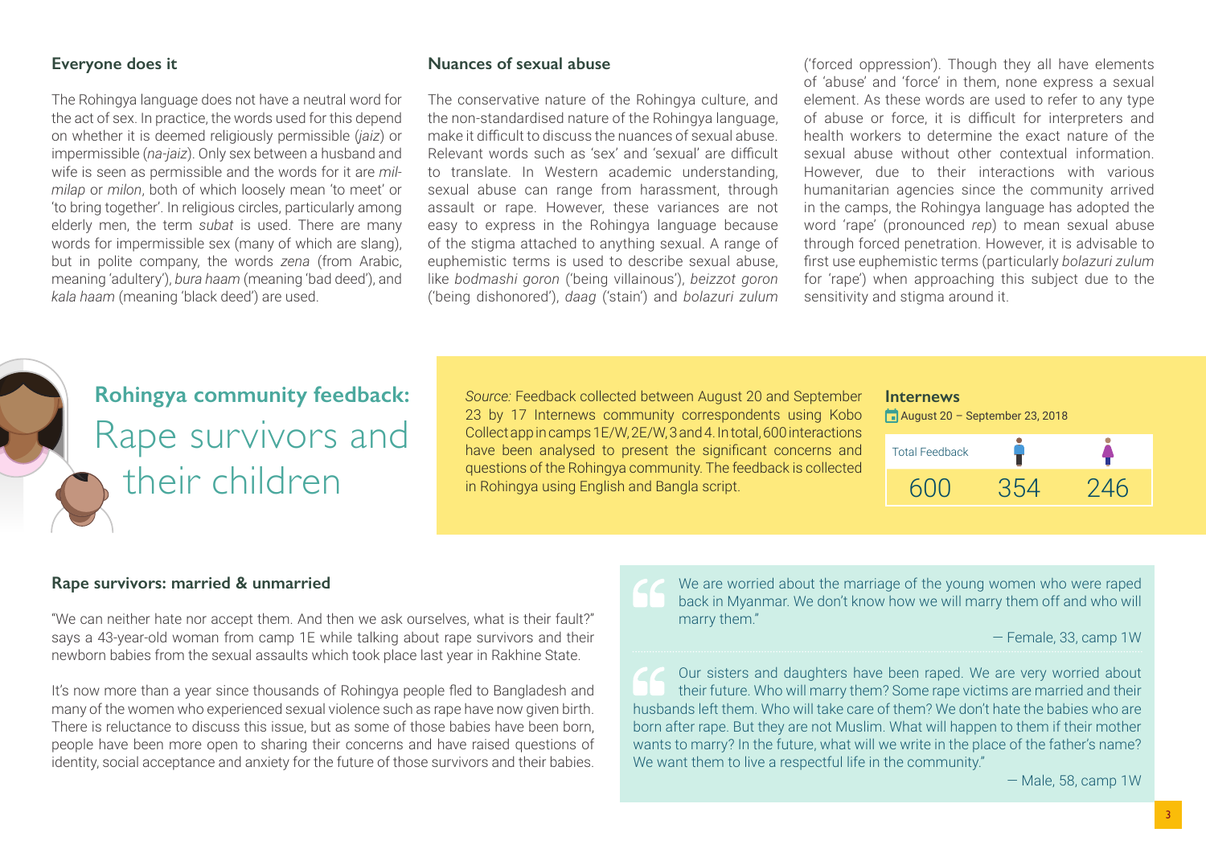### Everyone does it

The Rohingya language does not have a neutral word for the act of sex. In practice, the words used for this depend on whether it is deemed religiously permissible (*jaiz*) or impermissible (*na-jaiz*). Only sex between a husband and wife is seen as permissible and the words for it are *mil-milap* or *milon*, both of which loosely mean 'to meet' or 'to bring together'. In religious circles, particularly among elderly men, the term *subat* is used. There are many words for impermissible sex (many of which are slang), but in polite company, the words *zena* (from Arabic, meaning 'adultery'), *bura haam* (meaning 'bad deed'), and *kala haam* (meaning 'black deed') are used.

### Nuances of sexual abuse

The conservative nature of the Rohingya culture, and the non-standardised nature of the Rohingya language, make it difficult to discuss the nuances of sexual abuse. Relevant words such as 'sex' and 'sexual' are difficult to translate. In Western academic understanding, sexual abuse can range from harassment, through assault or rape. However, these variances are not easy to express in the Rohingya language because of the stigma attached to anything sexual. A range of euphemistic terms is used to describe sexual abuse, like *bodmashi goron* ('being villainous'), *beizzot goron* ('being dishonored'), *daag* ('stain') and *bolazuri zulum* ('forced oppression'). Though they all have elements of 'abuse' and 'force' in them, none express a sexual element. As these words are used to refer to any type of abuse or force, it is difficult for interpreters and health workers to determine the exact nature of the sexual abuse without other contextual information. However, due to their interactions with various humanitarian agencies since the community arrived in the camps, the Rohingya language has adopted the word 'rape' (pronounced *rep*) to mean sexual abuse through forced penetration. However, it is advisable to first use euphemistic terms (particularly *bolazuri zulum* for 'rape') when approaching this subject due to the sensitivity and stigma around it.

## Rohingya community feedback: Rape survivors and their children

*Source:* Feedback collected between August 20 and September 23 by 17 Internews community correspondents using Kobo Collect app in camps 1E/W, 2E/W, 3 and 4. In total, 600 interactions have been analysed to present the significant concerns and questions of the Rohingya community. The feedback is collected in Rohingya using English and Bangla script.

**Internews**
August 20 – September 23, 2018

| Total Feedback | Male | Female |
|---|---|---|
| 600 | 354 | 246 |

### Rape survivors: married & unmarried

"We can neither hate nor accept them. And then we ask ourselves, what is their fault?" says a 43-year-old woman from camp 1E while talking about rape survivors and their newborn babies from the sexual assaults which took place last year in Rakhine State.

It's now more than a year since thousands of Rohingya people fled to Bangladesh and many of the women who experienced sexual violence such as rape have now given birth. There is reluctance to discuss this issue, but as some of those babies have been born, people have been more open to sharing their concerns and have raised questions of identity, social acceptance and anxiety for the future of those survivors and their babies.

> "We are worried about the marriage of the young women who were raped back in Myanmar. We don't know how we will marry them off and who will marry them."
>
> — Female, 33, camp 1W

> "Our sisters and daughters have been raped. We are very worried about their future. Who will marry them? Some rape victims are married and their husbands left them. Who will take care of them? We don't hate the babies who are born after rape. But they are not Muslim. What will happen to them if their mother wants to marry? In the future, what will we write in the place of the father's name? We want them to live a respectful life in the community."
>
> — Male, 58, camp 1W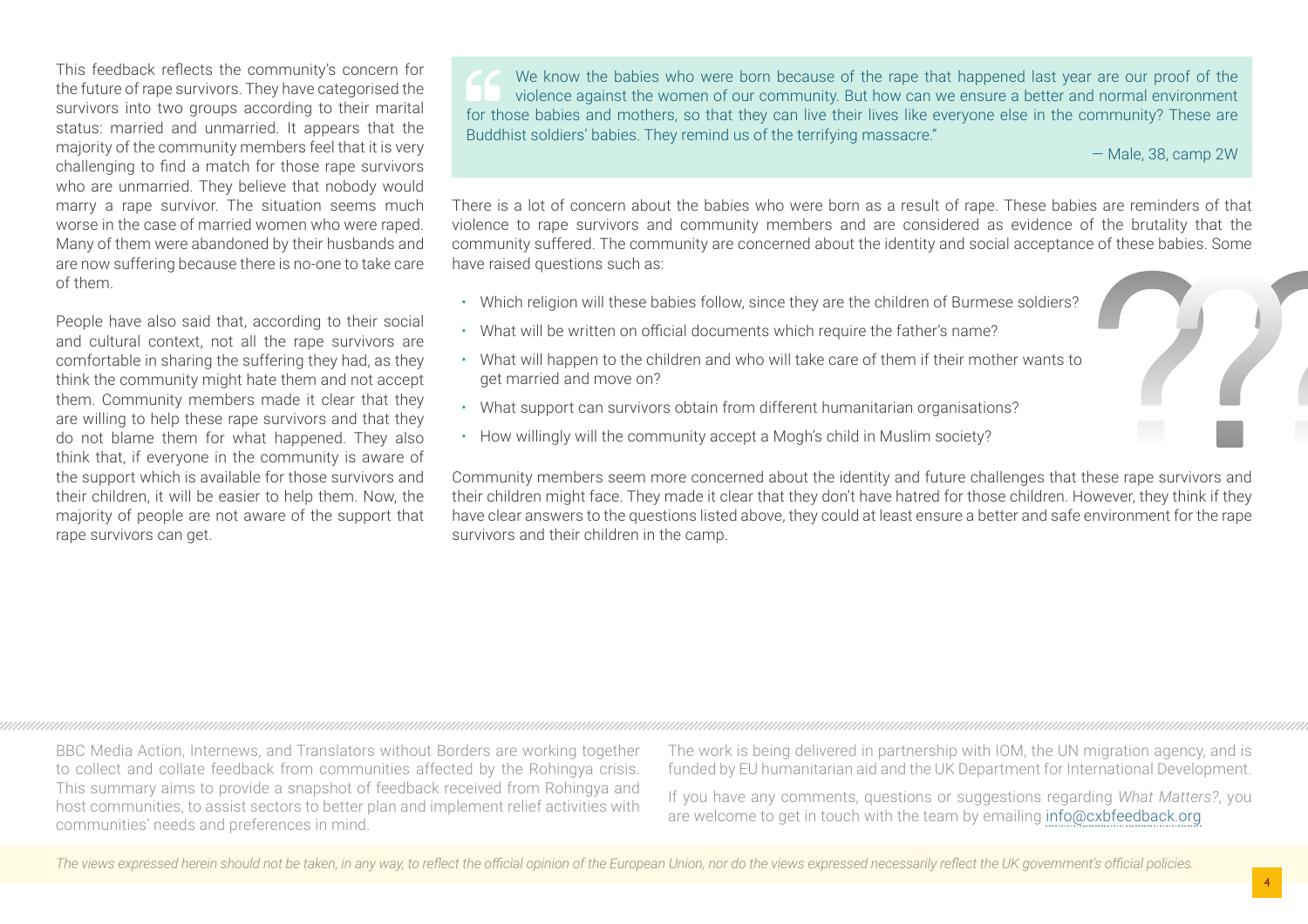This feedback reflects the community's concern for the future of rape survivors. They have categorised the survivors into two groups according to their marital status: married and unmarried. It appears that the majority of the community members feel that it is very challenging to find a match for those rape survivors who are unmarried. They believe that nobody would marry a rape survivor. The situation seems much worse in the case of married women who were raped. Many of them were abandoned by their husbands and are now suffering because there is no-one to take care of them.

People have also said that, according to their social and cultural context, not all the rape survivors are comfortable in sharing the suffering they had, as they think the community might hate them and not accept them. Community members made it clear that they are willing to help these rape survivors and that they do not blame them for what happened. They also think that, if everyone in the community is aware of the support which is available for those survivors and their children, it will be easier to help them. Now, the majority of people are not aware of the support that rape survivors can get.

> "We know the babies who were born because of the rape that happened last year are our proof of the violence against the women of our community. But how can we ensure a better and normal environment for those babies and mothers, so that they can live their lives like everyone else in the community? These are Buddhist soldiers' babies. They remind us of the terrifying massacre."
>
> — Male, 38, camp 2W

There is a lot of concern about the babies who were born as a result of rape. These babies are reminders of that violence to rape survivors and community members and are considered as evidence of the brutality that the community suffered. The community are concerned about the identity and social acceptance of these babies. Some have raised questions such as:

- Which religion will these babies follow, since they are the children of Burmese soldiers?
- What will be written on official documents which require the father's name?
- What will happen to the children and who will take care of them if their mother wants to get married and move on?
- What support can survivors obtain from different humanitarian organisations?
- How willingly will the community accept a Mogh's child in Muslim society?

Community members seem more concerned about the identity and future challenges that these rape survivors and their children might face. They made it clear that they don't have hatred for those children. However, they think if they have clear answers to the questions listed above, they could at least ensure a better and safe environment for the rape survivors and their children in the camp.

BBC Media Action, Internews, and Translators without Borders are working together to collect and collate feedback from communities affected by the Rohingya crisis. This summary aims to provide a snapshot of feedback received from Rohingya and host communities, to assist sectors to better plan and implement relief activities with communities' needs and preferences in mind.

The work is being delivered in partnership with IOM, the UN migration agency, and is funded by EU humanitarian aid and the UK Department for International Development.

If you have any comments, questions or suggestions regarding *What Matters?*, you are welcome to get in touch with the team by emailing info@cxbfeedback.org

*The views expressed herein should not be taken, in any way, to reflect the official opinion of the European Union, nor do the views expressed necessarily reflect the UK government's official policies.*